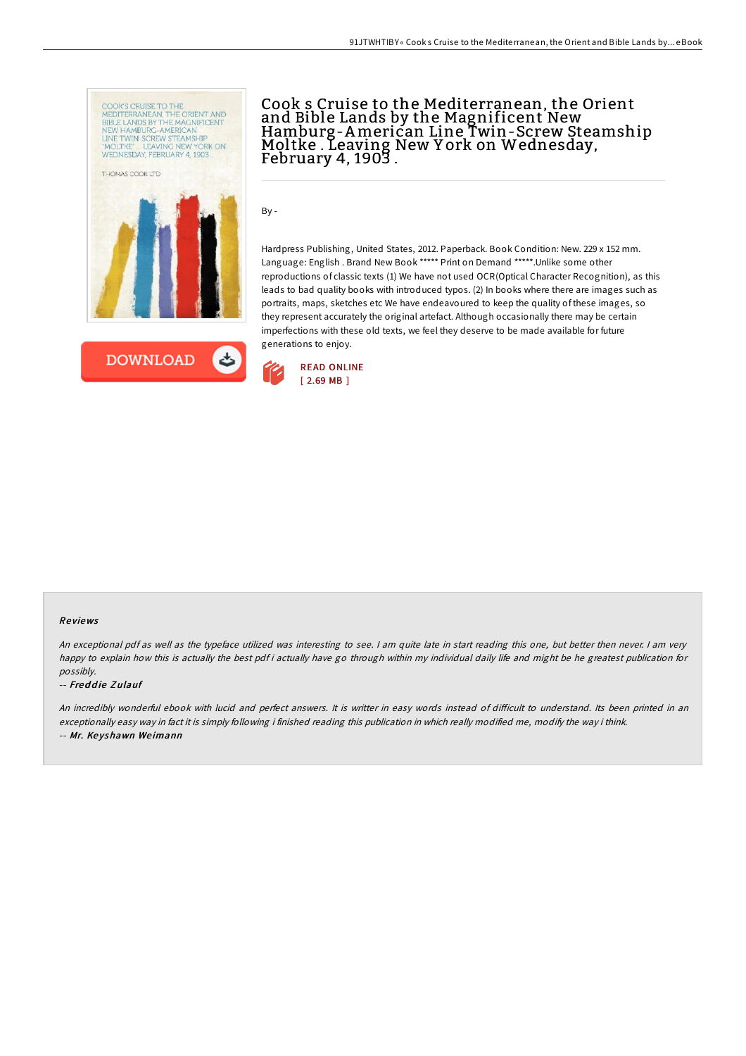# Cook s Cruise to the Mediterranean, the Orient and Bible Lands by the Magnificent New Hamburg-American Line Twin-Screw Steamship Moltke . Leaving New York on Wednesday, February 4, 1903 .

By -

Hardpress Publishing, United States, 2012. Paperback. Book Condition: New. 229 x 152 mm. Language: English . Brand New Book ***** Print on Demand *****.Unlike some other reproductions of classic texts (1) We have not used OCR(Optical Character Recognition), as this leads to bad quality books with introduced typos. (2) In books where there are images such as portraits, maps, sketches etc We have endeavoured to keep the quality of these images, so they represent accurately the original artefact. Although occasionally there may be certain imperfections with these old texts, we feel they deserve to be made available for future generations to enjoy.

DOWNLOAD

READ ONLINE
[ 2.69 MB ]

## Reviews

*An exceptional pdf as well as the typeface utilized was interesting to see. I am quite late in start reading this one, but better then never. I am very happy to explain how this is actually the best pdf i actually have go through within my individual daily life and might be he greatest publication for possibly.*

-- ***Freddie Zulauf***

*An incredibly wonderful ebook with lucid and perfect answers. It is writter in easy words instead of difficult to understand. Its been printed in an exceptionally easy way in fact it is simply following i finished reading this publication in which really modified me, modify the way i think.*

-- ***Mr. Keyshawn Weimann***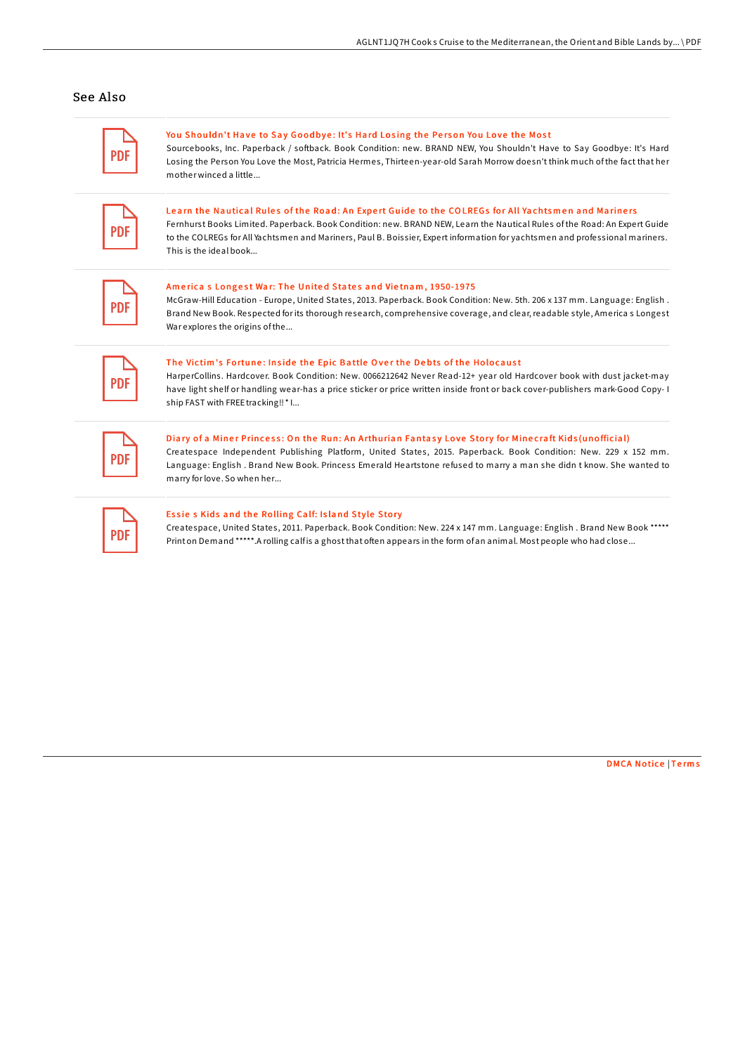## See Also

**You Shouldn't Have to Say Goodbye: It's Hard Losing the Person You Love the Most**

Sourcebooks, Inc. Paperback / softback. Book Condition: new. BRAND NEW, You Shouldn't Have to Say Goodbye: It's Hard Losing the Person You Love the Most, Patricia Hermes, Thirteen-year-old Sarah Morrow doesn't think much of the fact that her mother winced a little...

**Learn the Nautical Rules of the Road: An Expert Guide to the COLREGs for All Yachtsmen and Mariners**

Fernhurst Books Limited. Paperback. Book Condition: new. BRAND NEW, Learn the Nautical Rules of the Road: An Expert Guide to the COLREGs for All Yachtsmen and Mariners, Paul B. Boissier, Expert information for yachtsmen and professional mariners. This is the ideal book...

**America s Longest War: The United States and Vietnam, 1950-1975**

McGraw-Hill Education - Europe, United States, 2013. Paperback. Book Condition: New. 5th. 206 x 137 mm. Language: English . Brand New Book. Respected for its thorough research, comprehensive coverage, and clear, readable style, America s Longest War explores the origins of the...

**The Victim's Fortune: Inside the Epic Battle Over the Debts of the Holocaust**

HarperCollins. Hardcover. Book Condition: New. 0066212642 Never Read-12+ year old Hardcover book with dust jacket-may have light shelf or handling wear-has a price sticker or price written inside front or back cover-publishers mark-Good Copy- I ship FAST with FREE tracking!! * I...

**Diary of a Miner Princess: On the Run: An Arthurian Fantasy Love Story for Minecraft Kids (unofficial)**

Createspace Independent Publishing Platform, United States, 2015. Paperback. Book Condition: New. 229 x 152 mm. Language: English . Brand New Book. Princess Emerald Heartstone refused to marry a man she didn t know. She wanted to marry for love. So when her...

**Essie s Kids and the Rolling Calf: Island Style Story**

Createspace, United States, 2011. Paperback. Book Condition: New. 224 x 147 mm. Language: English . Brand New Book ***** Print on Demand *****.A rolling calf is a ghost that often appears in the form of an animal. Most people who had close...